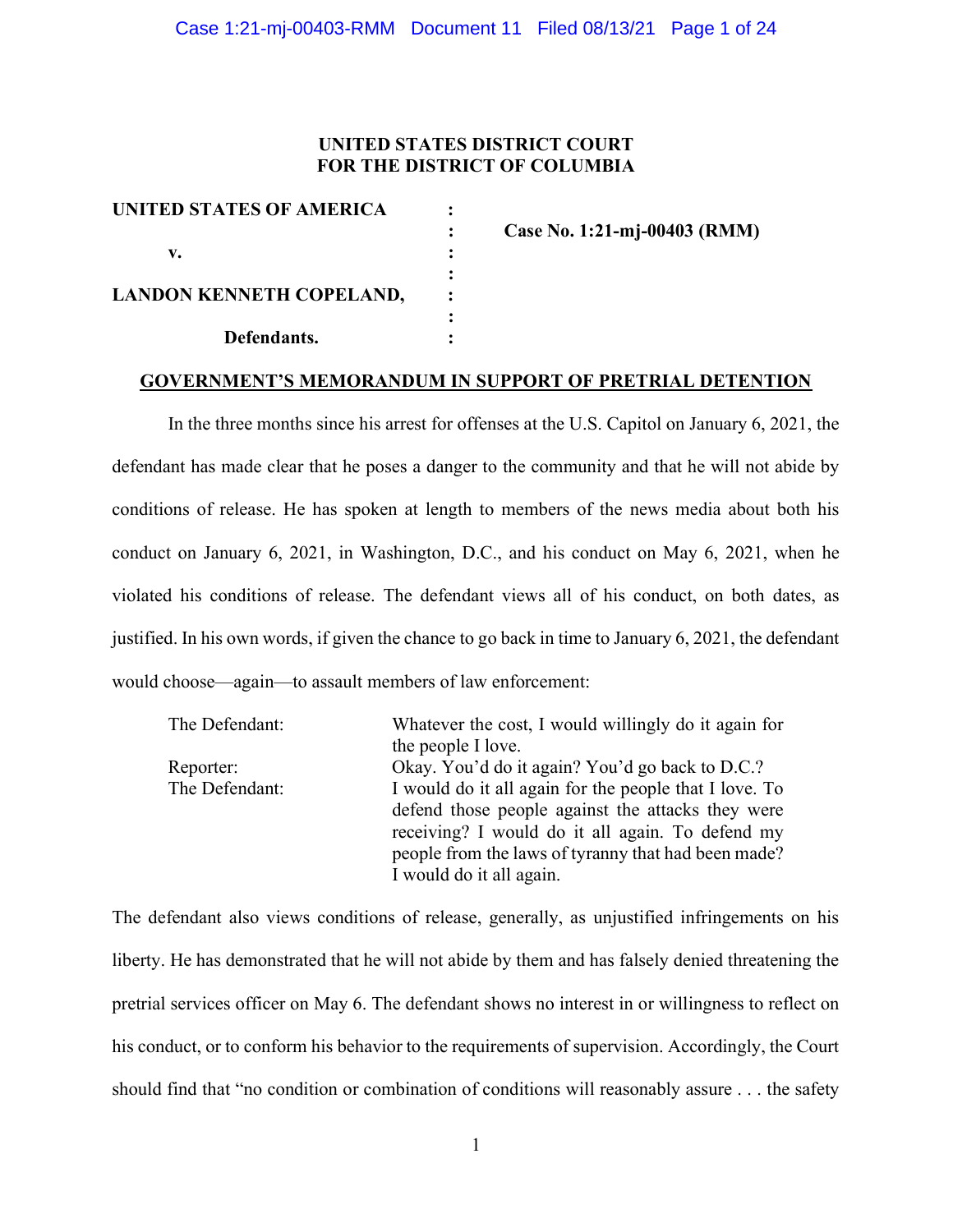**UNITED STATES DISTRICT COURT**
**FOR THE DISTRICT OF COLUMBIA**

| | | |
|---|---|---|
| **UNITED STATES OF AMERICA** | : | |
| | : | **Case No. 1:21-mj-00403 (RMM)** |
| **v.** | : | |
| | : | |
| **LANDON KENNETH COPELAND,** | : | |
| | : | |
| **Defendants.** | : | |

## GOVERNMENT'S MEMORANDUM IN SUPPORT OF PRETRIAL DETENTION

In the three months since his arrest for offenses at the U.S. Capitol on January 6, 2021, the defendant has made clear that he poses a danger to the community and that he will not abide by conditions of release. He has spoken at length to members of the news media about both his conduct on January 6, 2021, in Washington, D.C., and his conduct on May 6, 2021, when he violated his conditions of release. The defendant views all of his conduct, on both dates, as justified. In his own words, if given the chance to go back in time to January 6, 2021, the defendant would choose—again—to assault members of law enforcement:

| | |
|---|---|
| The Defendant: | Whatever the cost, I would willingly do it again for the people I love. |
| Reporter: | Okay. You'd do it again? You'd go back to D.C.? |
| The Defendant: | I would do it all again for the people that I love. To defend those people against the attacks they were receiving? I would do it all again. To defend my people from the laws of tyranny that had been made? I would do it all again. |

The defendant also views conditions of release, generally, as unjustified infringements on his liberty. He has demonstrated that he will not abide by them and has falsely denied threatening the pretrial services officer on May 6. The defendant shows no interest in or willingness to reflect on his conduct, or to conform his behavior to the requirements of supervision. Accordingly, the Court should find that "no condition or combination of conditions will reasonably assure . . . the safety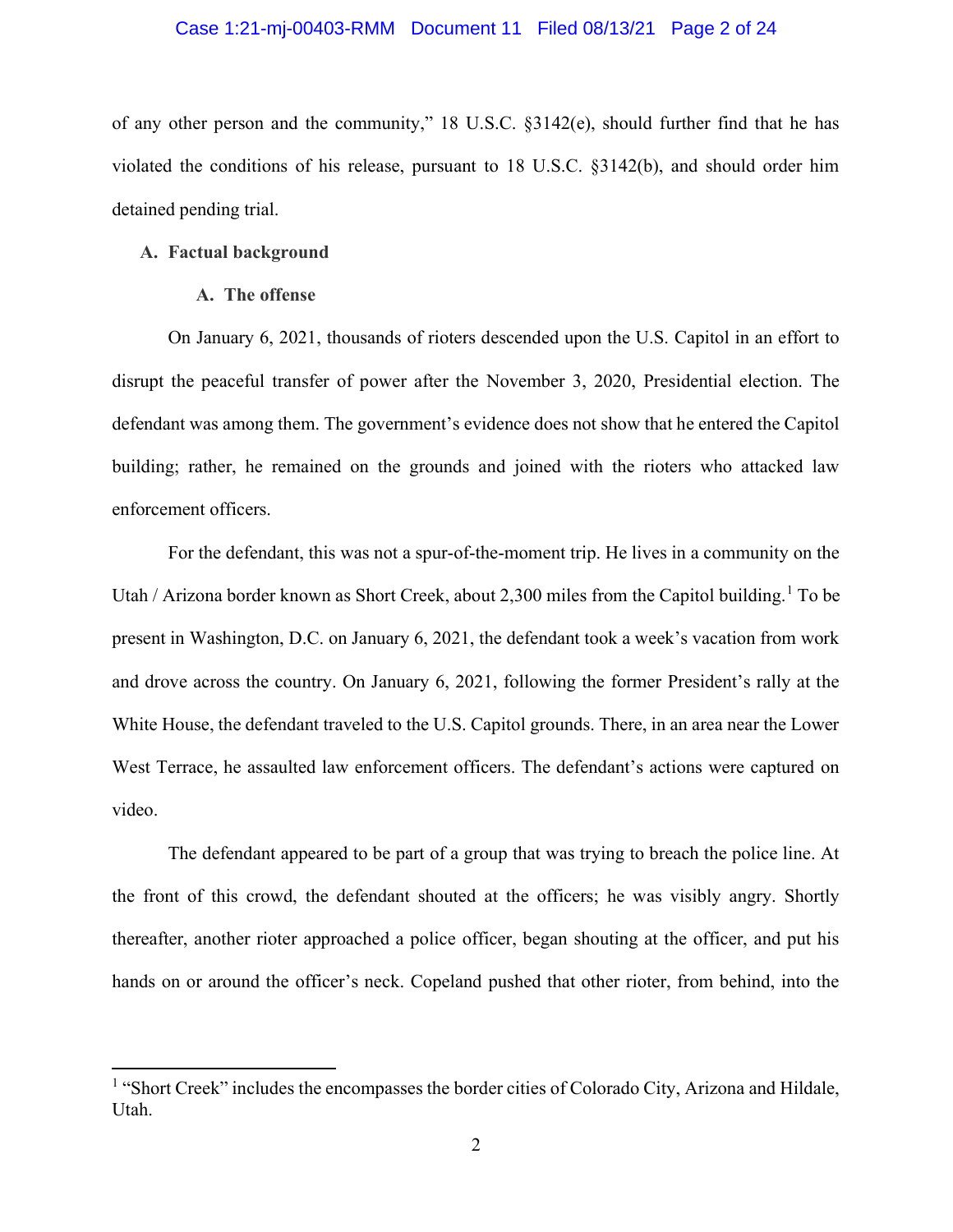of any other person and the community," 18 U.S.C. §3142(e), should further find that he has violated the conditions of his release, pursuant to 18 U.S.C. §3142(b), and should order him detained pending trial.

## A. Factual background

### A. The offense

On January 6, 2021, thousands of rioters descended upon the U.S. Capitol in an effort to disrupt the peaceful transfer of power after the November 3, 2020, Presidential election. The defendant was among them. The government's evidence does not show that he entered the Capitol building; rather, he remained on the grounds and joined with the rioters who attacked law enforcement officers.

For the defendant, this was not a spur-of-the-moment trip. He lives in a community on the Utah / Arizona border known as Short Creek, about 2,300 miles from the Capitol building.[1] To be present in Washington, D.C. on January 6, 2021, the defendant took a week's vacation from work and drove across the country. On January 6, 2021, following the former President's rally at the White House, the defendant traveled to the U.S. Capitol grounds. There, in an area near the Lower West Terrace, he assaulted law enforcement officers. The defendant's actions were captured on video.

The defendant appeared to be part of a group that was trying to breach the police line. At the front of this crowd, the defendant shouted at the officers; he was visibly angry. Shortly thereafter, another rioter approached a police officer, began shouting at the officer, and put his hands on or around the officer's neck. Copeland pushed that other rioter, from behind, into the

---

[1] "Short Creek" includes the encompasses the border cities of Colorado City, Arizona and Hildale, Utah.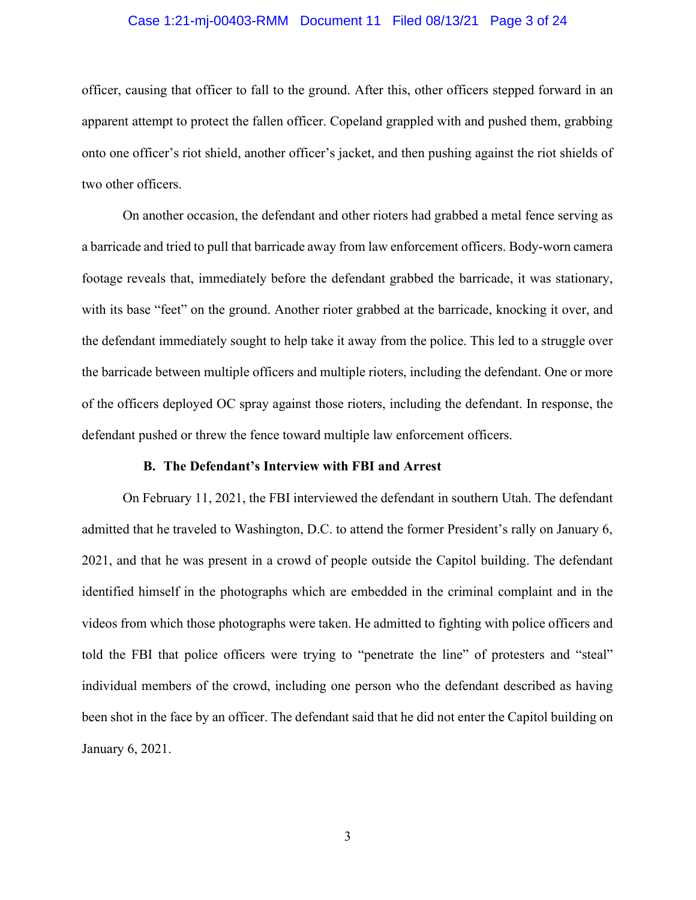officer, causing that officer to fall to the ground. After this, other officers stepped forward in an apparent attempt to protect the fallen officer. Copeland grappled with and pushed them, grabbing onto one officer's riot shield, another officer's jacket, and then pushing against the riot shields of two other officers.

On another occasion, the defendant and other rioters had grabbed a metal fence serving as a barricade and tried to pull that barricade away from law enforcement officers. Body-worn camera footage reveals that, immediately before the defendant grabbed the barricade, it was stationary, with its base "feet" on the ground. Another rioter grabbed at the barricade, knocking it over, and the defendant immediately sought to help take it away from the police. This led to a struggle over the barricade between multiple officers and multiple rioters, including the defendant. One or more of the officers deployed OC spray against those rioters, including the defendant. In response, the defendant pushed or threw the fence toward multiple law enforcement officers.

### B. The Defendant's Interview with FBI and Arrest

On February 11, 2021, the FBI interviewed the defendant in southern Utah. The defendant admitted that he traveled to Washington, D.C. to attend the former President's rally on January 6, 2021, and that he was present in a crowd of people outside the Capitol building. The defendant identified himself in the photographs which are embedded in the criminal complaint and in the videos from which those photographs were taken. He admitted to fighting with police officers and told the FBI that police officers were trying to "penetrate the line" of protesters and "steal" individual members of the crowd, including one person who the defendant described as having been shot in the face by an officer. The defendant said that he did not enter the Capitol building on January 6, 2021.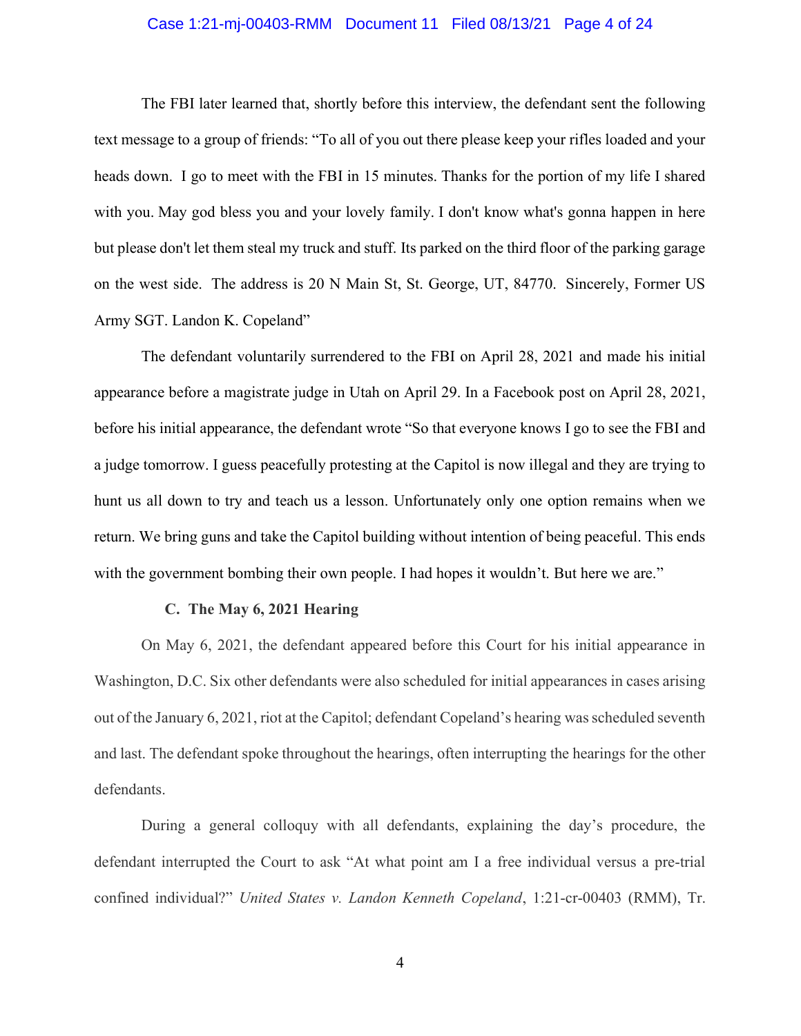The FBI later learned that, shortly before this interview, the defendant sent the following text message to a group of friends: "To all of you out there please keep your rifles loaded and your heads down. I go to meet with the FBI in 15 minutes. Thanks for the portion of my life I shared with you. May god bless you and your lovely family. I don't know what's gonna happen in here but please don't let them steal my truck and stuff. Its parked on the third floor of the parking garage on the west side. The address is 20 N Main St, St. George, UT, 84770. Sincerely, Former US Army SGT. Landon K. Copeland"

The defendant voluntarily surrendered to the FBI on April 28, 2021 and made his initial appearance before a magistrate judge in Utah on April 29. In a Facebook post on April 28, 2021, before his initial appearance, the defendant wrote "So that everyone knows I go to see the FBI and a judge tomorrow. I guess peacefully protesting at the Capitol is now illegal and they are trying to hunt us all down to try and teach us a lesson. Unfortunately only one option remains when we return. We bring guns and take the Capitol building without intention of being peaceful. This ends with the government bombing their own people. I had hopes it wouldn't. But here we are."

### C. The May 6, 2021 Hearing

On May 6, 2021, the defendant appeared before this Court for his initial appearance in Washington, D.C. Six other defendants were also scheduled for initial appearances in cases arising out of the January 6, 2021, riot at the Capitol; defendant Copeland's hearing was scheduled seventh and last. The defendant spoke throughout the hearings, often interrupting the hearings for the other defendants.

During a general colloquy with all defendants, explaining the day's procedure, the defendant interrupted the Court to ask "At what point am I a free individual versus a pre-trial confined individual?" *United States v. Landon Kenneth Copeland*, 1:21-cr-00403 (RMM), Tr.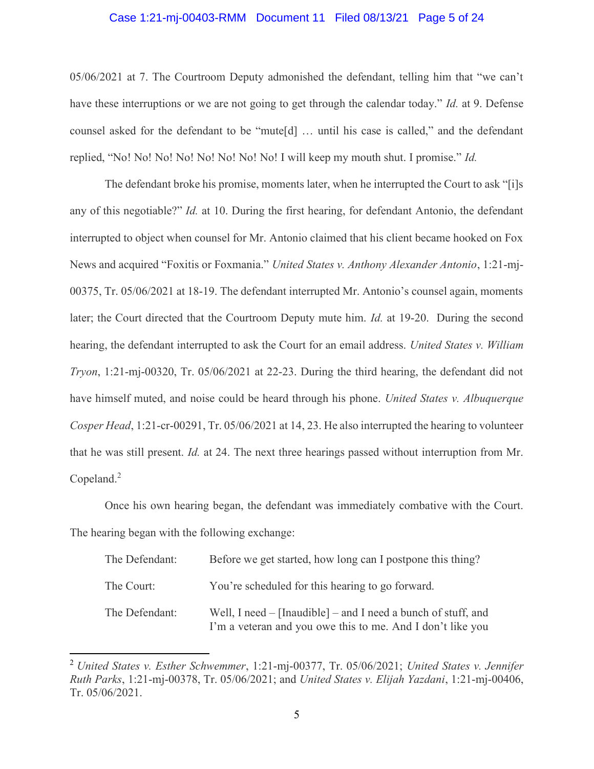05/06/2021 at 7. The Courtroom Deputy admonished the defendant, telling him that "we can't have these interruptions or we are not going to get through the calendar today." *Id.* at 9. Defense counsel asked for the defendant to be "mute[d] … until his case is called," and the defendant replied, "No! No! No! No! No! No! No! No! I will keep my mouth shut. I promise." *Id.*

The defendant broke his promise, moments later, when he interrupted the Court to ask "[i]s any of this negotiable?" *Id.* at 10. During the first hearing, for defendant Antonio, the defendant interrupted to object when counsel for Mr. Antonio claimed that his client became hooked on Fox News and acquired "Foxitis or Foxmania." *United States v. Anthony Alexander Antonio*, 1:21-mj-00375, Tr. 05/06/2021 at 18-19. The defendant interrupted Mr. Antonio's counsel again, moments later; the Court directed that the Courtroom Deputy mute him. *Id.* at 19-20. During the second hearing, the defendant interrupted to ask the Court for an email address. *United States v. William Tryon*, 1:21-mj-00320, Tr. 05/06/2021 at 22-23. During the third hearing, the defendant did not have himself muted, and noise could be heard through his phone. *United States v. Albuquerque Cosper Head*, 1:21-cr-00291, Tr. 05/06/2021 at 14, 23. He also interrupted the hearing to volunteer that he was still present. *Id.* at 24. The next three hearings passed without interruption from Mr. Copeland.[2]

Once his own hearing began, the defendant was immediately combative with the Court. The hearing began with the following exchange:

> The Defendant: Before we get started, how long can I postpone this thing?
>
> The Court: You're scheduled for this hearing to go forward.
>
> The Defendant: Well, I need – [Inaudible] – and I need a bunch of stuff, and I'm a veteran and you owe this to me. And I don't like you

---

[2] *United States v. Esther Schwemmer*, 1:21-mj-00377, Tr. 05/06/2021; *United States v. Jennifer Ruth Parks*, 1:21-mj-00378, Tr. 05/06/2021; and *United States v. Elijah Yazdani*, 1:21-mj-00406, Tr. 05/06/2021.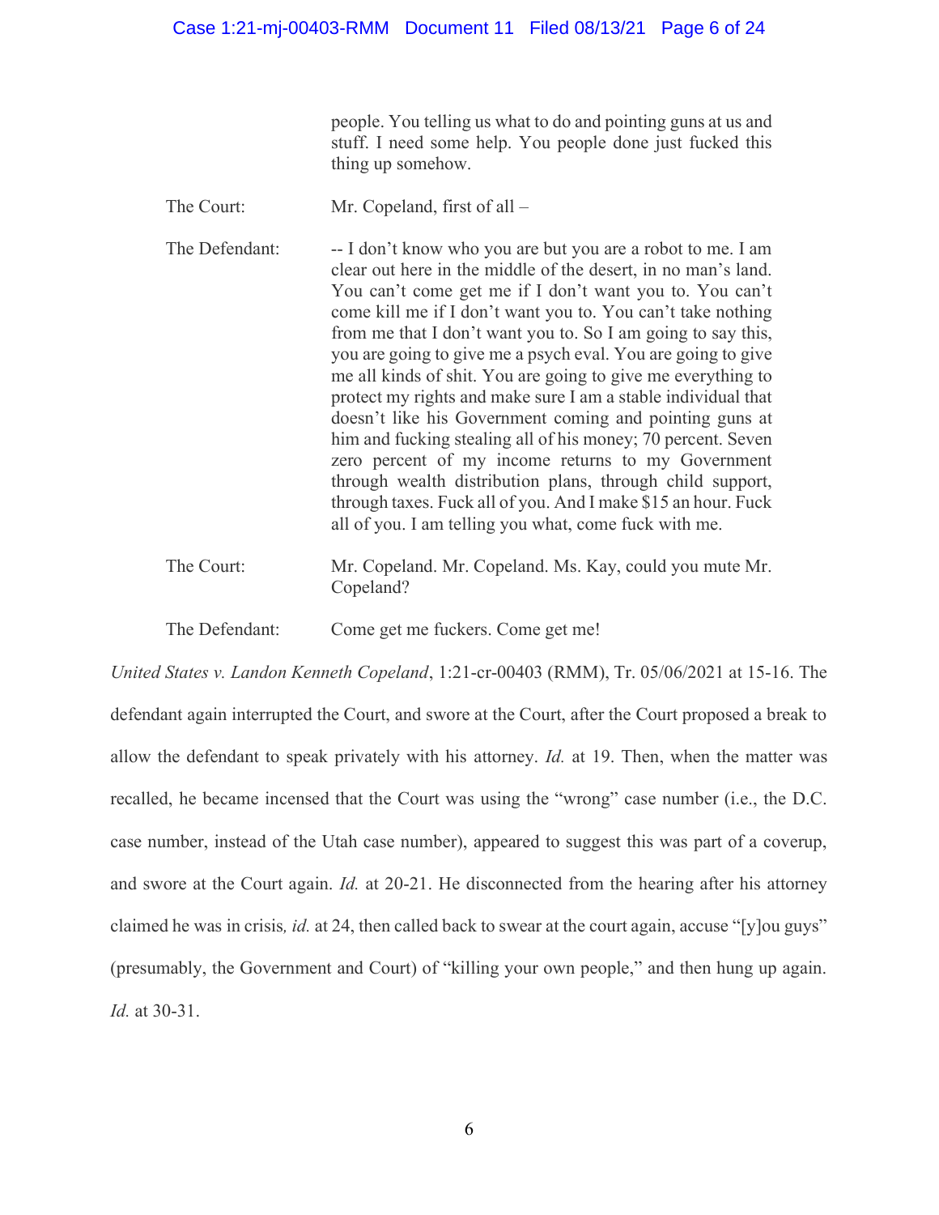people. You telling us what to do and pointing guns at us and stuff. I need some help. You people done just fucked this thing up somehow.

The Court: Mr. Copeland, first of all –

The Defendant: -- I don't know who you are but you are a robot to me. I am clear out here in the middle of the desert, in no man's land. You can't come get me if I don't want you to. You can't come kill me if I don't want you to. You can't take nothing from me that I don't want you to. So I am going to say this, you are going to give me a psych eval. You are going to give me all kinds of shit. You are going to give me everything to protect my rights and make sure I am a stable individual that doesn't like his Government coming and pointing guns at him and fucking stealing all of his money; 70 percent. Seven zero percent of my income returns to my Government through wealth distribution plans, through child support, through taxes. Fuck all of you. And I make $15 an hour. Fuck all of you. I am telling you what, come fuck with me.

The Court: Mr. Copeland. Mr. Copeland. Ms. Kay, could you mute Mr. Copeland?

The Defendant: Come get me fuckers. Come get me!

*United States v. Landon Kenneth Copeland*, 1:21-cr-00403 (RMM), Tr. 05/06/2021 at 15-16. The defendant again interrupted the Court, and swore at the Court, after the Court proposed a break to allow the defendant to speak privately with his attorney. *Id.* at 19. Then, when the matter was recalled, he became incensed that the Court was using the "wrong" case number (i.e., the D.C. case number, instead of the Utah case number), appeared to suggest this was part of a coverup, and swore at the Court again. *Id.* at 20-21. He disconnected from the hearing after his attorney claimed he was in crisis*, id.* at 24, then called back to swear at the court again, accuse "[y]ou guys" (presumably, the Government and Court) of "killing your own people," and then hung up again. *Id.* at 30-31.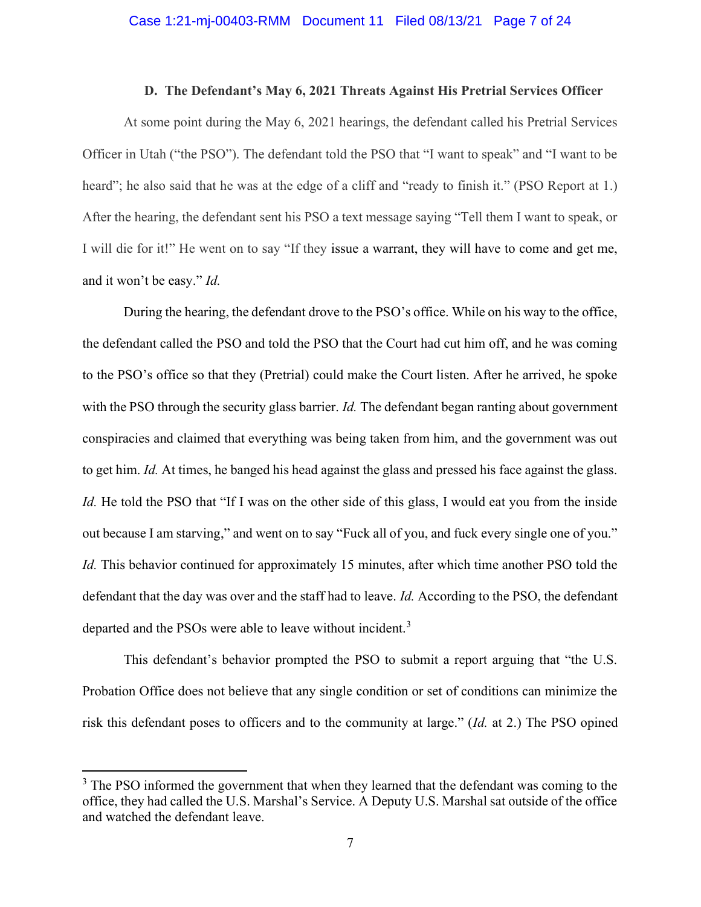### D. The Defendant's May 6, 2021 Threats Against His Pretrial Services Officer

At some point during the May 6, 2021 hearings, the defendant called his Pretrial Services Officer in Utah ("the PSO"). The defendant told the PSO that "I want to speak" and "I want to be heard"; he also said that he was at the edge of a cliff and "ready to finish it." (PSO Report at 1.) After the hearing, the defendant sent his PSO a text message saying "Tell them I want to speak, or I will die for it!" He went on to say "If they issue a warrant, they will have to come and get me, and it won't be easy." *Id.*

During the hearing, the defendant drove to the PSO's office. While on his way to the office, the defendant called the PSO and told the PSO that the Court had cut him off, and he was coming to the PSO's office so that they (Pretrial) could make the Court listen. After he arrived, he spoke with the PSO through the security glass barrier. *Id.* The defendant began ranting about government conspiracies and claimed that everything was being taken from him, and the government was out to get him. *Id.* At times, he banged his head against the glass and pressed his face against the glass. *Id.* He told the PSO that "If I was on the other side of this glass, I would eat you from the inside out because I am starving," and went on to say "Fuck all of you, and fuck every single one of you." *Id.* This behavior continued for approximately 15 minutes, after which time another PSO told the defendant that the day was over and the staff had to leave. *Id.* According to the PSO, the defendant departed and the PSOs were able to leave without incident.[3]

This defendant's behavior prompted the PSO to submit a report arguing that "the U.S. Probation Office does not believe that any single condition or set of conditions can minimize the risk this defendant poses to officers and to the community at large." (*Id.* at 2.) The PSO opined

---

[3] The PSO informed the government that when they learned that the defendant was coming to the office, they had called the U.S. Marshal's Service. A Deputy U.S. Marshal sat outside of the office and watched the defendant leave.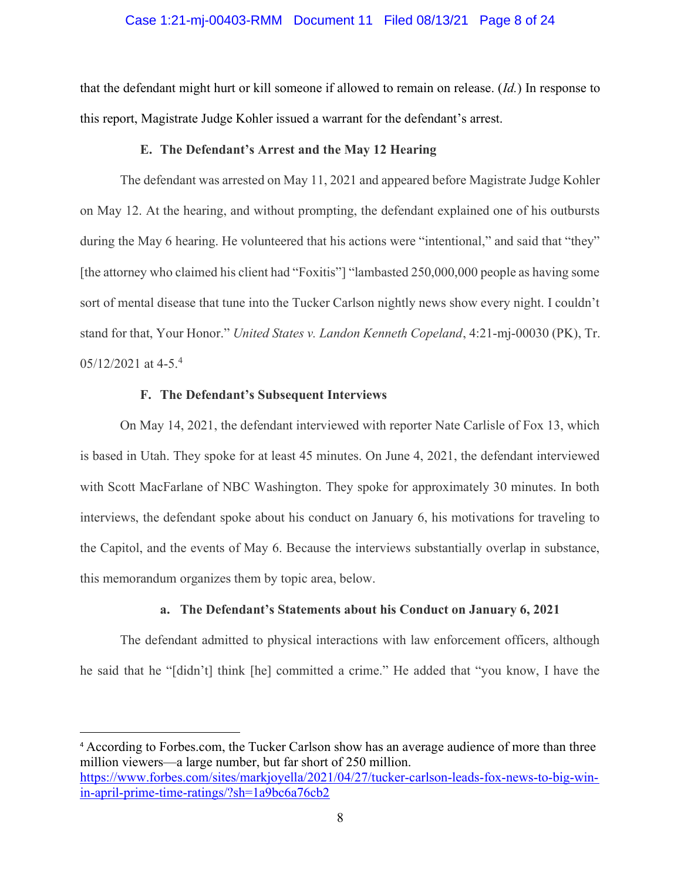that the defendant might hurt or kill someone if allowed to remain on release. (*Id.*) In response to this report, Magistrate Judge Kohler issued a warrant for the defendant's arrest.

### E. The Defendant's Arrest and the May 12 Hearing

The defendant was arrested on May 11, 2021 and appeared before Magistrate Judge Kohler on May 12. At the hearing, and without prompting, the defendant explained one of his outbursts during the May 6 hearing. He volunteered that his actions were "intentional," and said that "they" [the attorney who claimed his client had "Foxitis"] "lambasted 250,000,000 people as having some sort of mental disease that tune into the Tucker Carlson nightly news show every night. I couldn't stand for that, Your Honor." *United States v. Landon Kenneth Copeland*, 4:21-mj-00030 (PK), Tr. 05/12/2021 at 4-5.[4]

### F. The Defendant's Subsequent Interviews

On May 14, 2021, the defendant interviewed with reporter Nate Carlisle of Fox 13, which is based in Utah. They spoke for at least 45 minutes. On June 4, 2021, the defendant interviewed with Scott MacFarlane of NBC Washington. They spoke for approximately 30 minutes. In both interviews, the defendant spoke about his conduct on January 6, his motivations for traveling to the Capitol, and the events of May 6. Because the interviews substantially overlap in substance, this memorandum organizes them by topic area, below.

#### a. The Defendant's Statements about his Conduct on January 6, 2021

The defendant admitted to physical interactions with law enforcement officers, although he said that he "[didn't] think [he] committed a crime." He added that "you know, I have the

---

[4] According to Forbes.com, the Tucker Carlson show has an average audience of more than three million viewers—a large number, but far short of 250 million. https://www.forbes.com/sites/markjoyella/2021/04/27/tucker-carlson-leads-fox-news-to-big-win-in-april-prime-time-ratings/?sh=1a9bc6a76cb2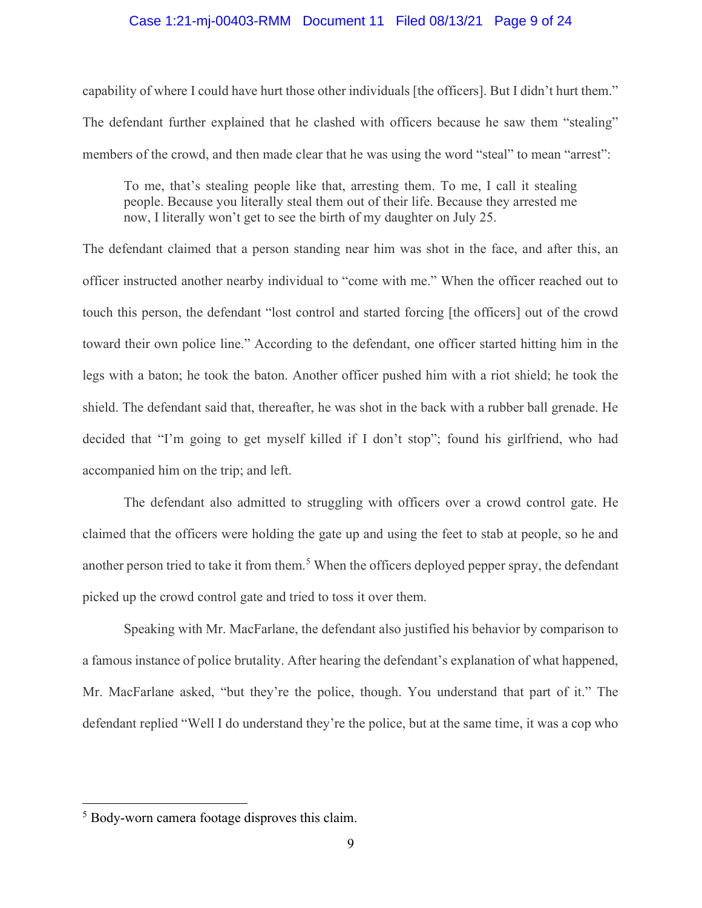capability of where I could have hurt those other individuals [the officers]. But I didn't hurt them." The defendant further explained that he clashed with officers because he saw them "stealing" members of the crowd, and then made clear that he was using the word "steal" to mean "arrest":

> To me, that's stealing people like that, arresting them. To me, I call it stealing people. Because you literally steal them out of their life. Because they arrested me now, I literally won't get to see the birth of my daughter on July 25.

The defendant claimed that a person standing near him was shot in the face, and after this, an officer instructed another nearby individual to "come with me." When the officer reached out to touch this person, the defendant "lost control and started forcing [the officers] out of the crowd toward their own police line." According to the defendant, one officer started hitting him in the legs with a baton; he took the baton. Another officer pushed him with a riot shield; he took the shield. The defendant said that, thereafter, he was shot in the back with a rubber ball grenade. He decided that "I'm going to get myself killed if I don't stop"; found his girlfriend, who had accompanied him on the trip; and left.

The defendant also admitted to struggling with officers over a crowd control gate. He claimed that the officers were holding the gate up and using the feet to stab at people, so he and another person tried to take it from them.[5] When the officers deployed pepper spray, the defendant picked up the crowd control gate and tried to toss it over them.

Speaking with Mr. MacFarlane, the defendant also justified his behavior by comparison to a famous instance of police brutality. After hearing the defendant's explanation of what happened, Mr. MacFarlane asked, "but they're the police, though. You understand that part of it." The defendant replied "Well I do understand they're the police, but at the same time, it was a cop who

---

[5] Body-worn camera footage disproves this claim.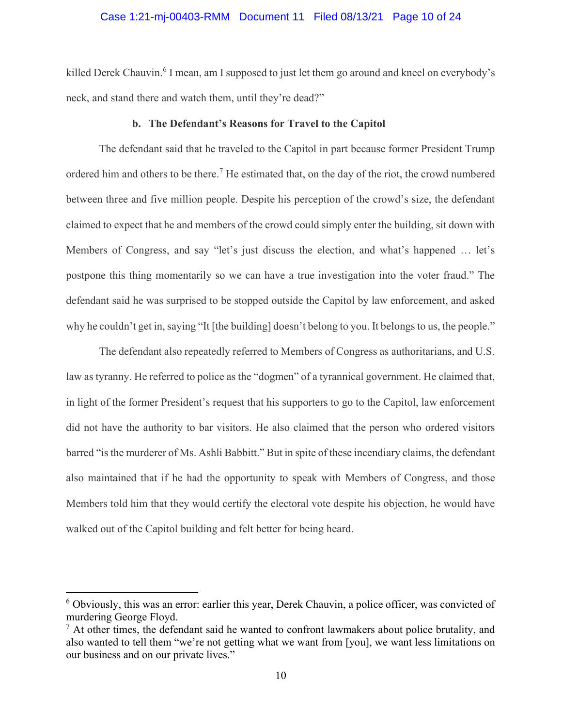killed Derek Chauvin.[6] I mean, am I supposed to just let them go around and kneel on everybody's neck, and stand there and watch them, until they're dead?"

### b. The Defendant's Reasons for Travel to the Capitol

The defendant said that he traveled to the Capitol in part because former President Trump ordered him and others to be there.[7] He estimated that, on the day of the riot, the crowd numbered between three and five million people. Despite his perception of the crowd's size, the defendant claimed to expect that he and members of the crowd could simply enter the building, sit down with Members of Congress, and say "let's just discuss the election, and what's happened … let's postpone this thing momentarily so we can have a true investigation into the voter fraud." The defendant said he was surprised to be stopped outside the Capitol by law enforcement, and asked why he couldn't get in, saying "It [the building] doesn't belong to you. It belongs to us, the people."

The defendant also repeatedly referred to Members of Congress as authoritarians, and U.S. law as tyranny. He referred to police as the "dogmen" of a tyrannical government. He claimed that, in light of the former President's request that his supporters to go to the Capitol, law enforcement did not have the authority to bar visitors. He also claimed that the person who ordered visitors barred "is the murderer of Ms. Ashli Babbitt." But in spite of these incendiary claims, the defendant also maintained that if he had the opportunity to speak with Members of Congress, and those Members told him that they would certify the electoral vote despite his objection, he would have walked out of the Capitol building and felt better for being heard.

---

[6] Obviously, this was an error: earlier this year, Derek Chauvin, a police officer, was convicted of murdering George Floyd.

[7] At other times, the defendant said he wanted to confront lawmakers about police brutality, and also wanted to tell them "we're not getting what we want from [you], we want less limitations on our business and on our private lives."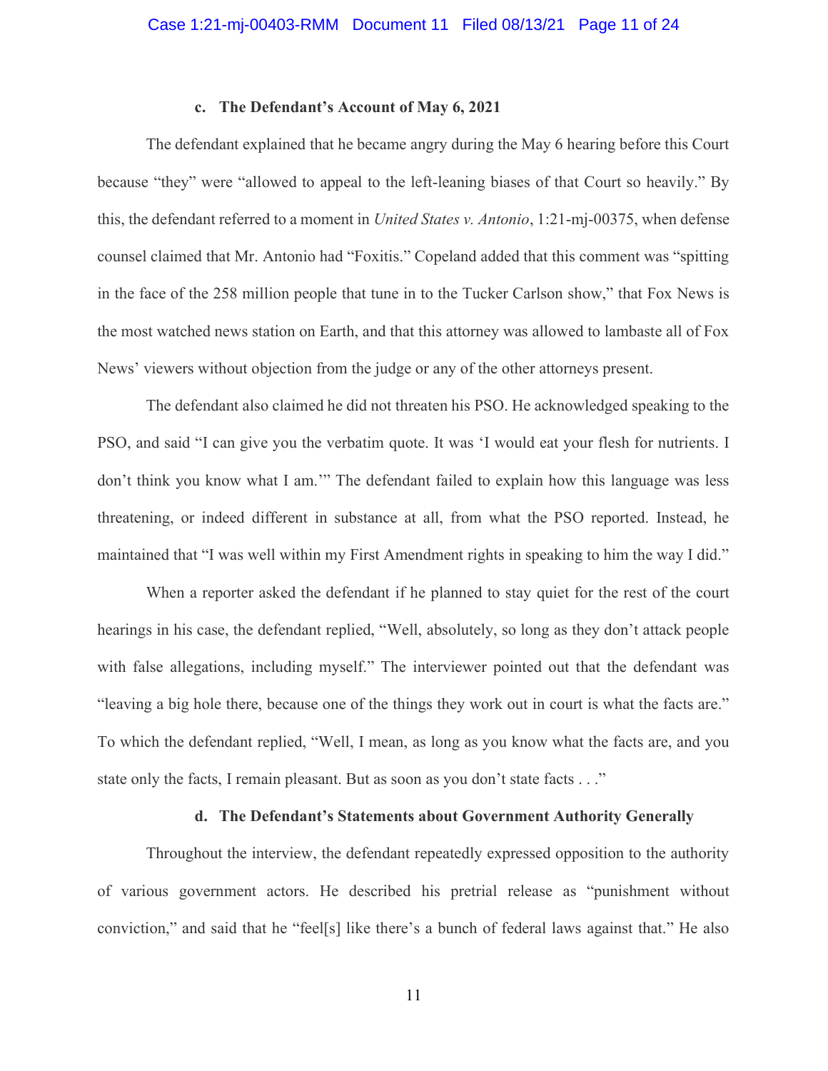#### c. The Defendant's Account of May 6, 2021

The defendant explained that he became angry during the May 6 hearing before this Court because "they" were "allowed to appeal to the left-leaning biases of that Court so heavily." By this, the defendant referred to a moment in *United States v. Antonio*, 1:21-mj-00375, when defense counsel claimed that Mr. Antonio had "Foxitis." Copeland added that this comment was "spitting in the face of the 258 million people that tune in to the Tucker Carlson show," that Fox News is the most watched news station on Earth, and that this attorney was allowed to lambaste all of Fox News' viewers without objection from the judge or any of the other attorneys present.

The defendant also claimed he did not threaten his PSO. He acknowledged speaking to the PSO, and said "I can give you the verbatim quote. It was 'I would eat your flesh for nutrients. I don't think you know what I am.'" The defendant failed to explain how this language was less threatening, or indeed different in substance at all, from what the PSO reported. Instead, he maintained that "I was well within my First Amendment rights in speaking to him the way I did."

When a reporter asked the defendant if he planned to stay quiet for the rest of the court hearings in his case, the defendant replied, "Well, absolutely, so long as they don't attack people with false allegations, including myself." The interviewer pointed out that the defendant was "leaving a big hole there, because one of the things they work out in court is what the facts are." To which the defendant replied, "Well, I mean, as long as you know what the facts are, and you state only the facts, I remain pleasant. But as soon as you don't state facts . . ."

#### d. The Defendant's Statements about Government Authority Generally

Throughout the interview, the defendant repeatedly expressed opposition to the authority of various government actors. He described his pretrial release as "punishment without conviction," and said that he "feel[s] like there's a bunch of federal laws against that." He also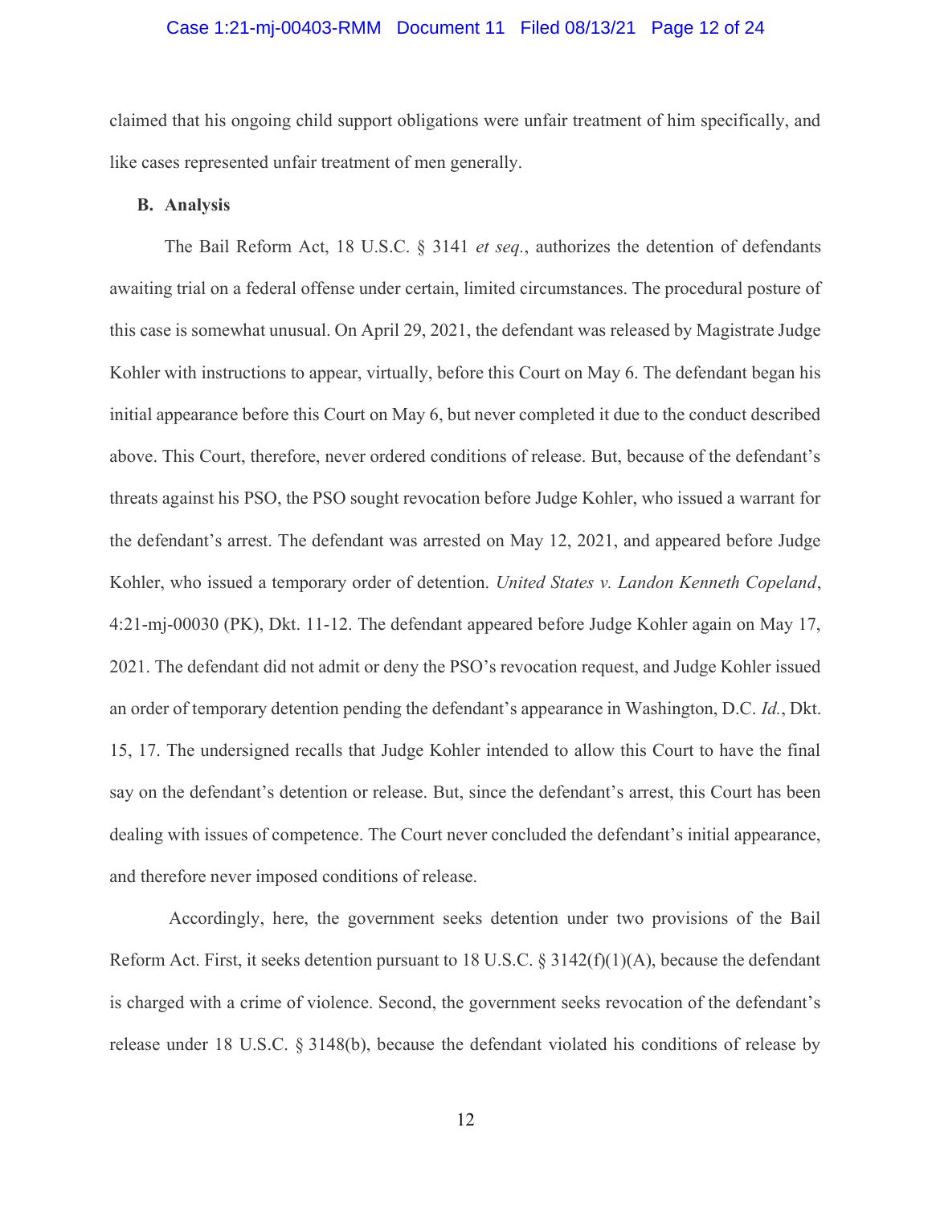claimed that his ongoing child support obligations were unfair treatment of him specifically, and like cases represented unfair treatment of men generally.

**B. Analysis**

The Bail Reform Act, 18 U.S.C. § 3141 *et seq.*, authorizes the detention of defendants awaiting trial on a federal offense under certain, limited circumstances. The procedural posture of this case is somewhat unusual. On April 29, 2021, the defendant was released by Magistrate Judge Kohler with instructions to appear, virtually, before this Court on May 6. The defendant began his initial appearance before this Court on May 6, but never completed it due to the conduct described above. This Court, therefore, never ordered conditions of release. But, because of the defendant's threats against his PSO, the PSO sought revocation before Judge Kohler, who issued a warrant for the defendant's arrest. The defendant was arrested on May 12, 2021, and appeared before Judge Kohler, who issued a temporary order of detention. *United States v. Landon Kenneth Copeland*, 4:21-mj-00030 (PK), Dkt. 11-12. The defendant appeared before Judge Kohler again on May 17, 2021. The defendant did not admit or deny the PSO's revocation request, and Judge Kohler issued an order of temporary detention pending the defendant's appearance in Washington, D.C. *Id.*, Dkt. 15, 17. The undersigned recalls that Judge Kohler intended to allow this Court to have the final say on the defendant's detention or release. But, since the defendant's arrest, this Court has been dealing with issues of competence. The Court never concluded the defendant's initial appearance, and therefore never imposed conditions of release.

Accordingly, here, the government seeks detention under two provisions of the Bail Reform Act. First, it seeks detention pursuant to 18 U.S.C. § 3142(f)(1)(A), because the defendant is charged with a crime of violence. Second, the government seeks revocation of the defendant's release under 18 U.S.C. § 3148(b), because the defendant violated his conditions of release by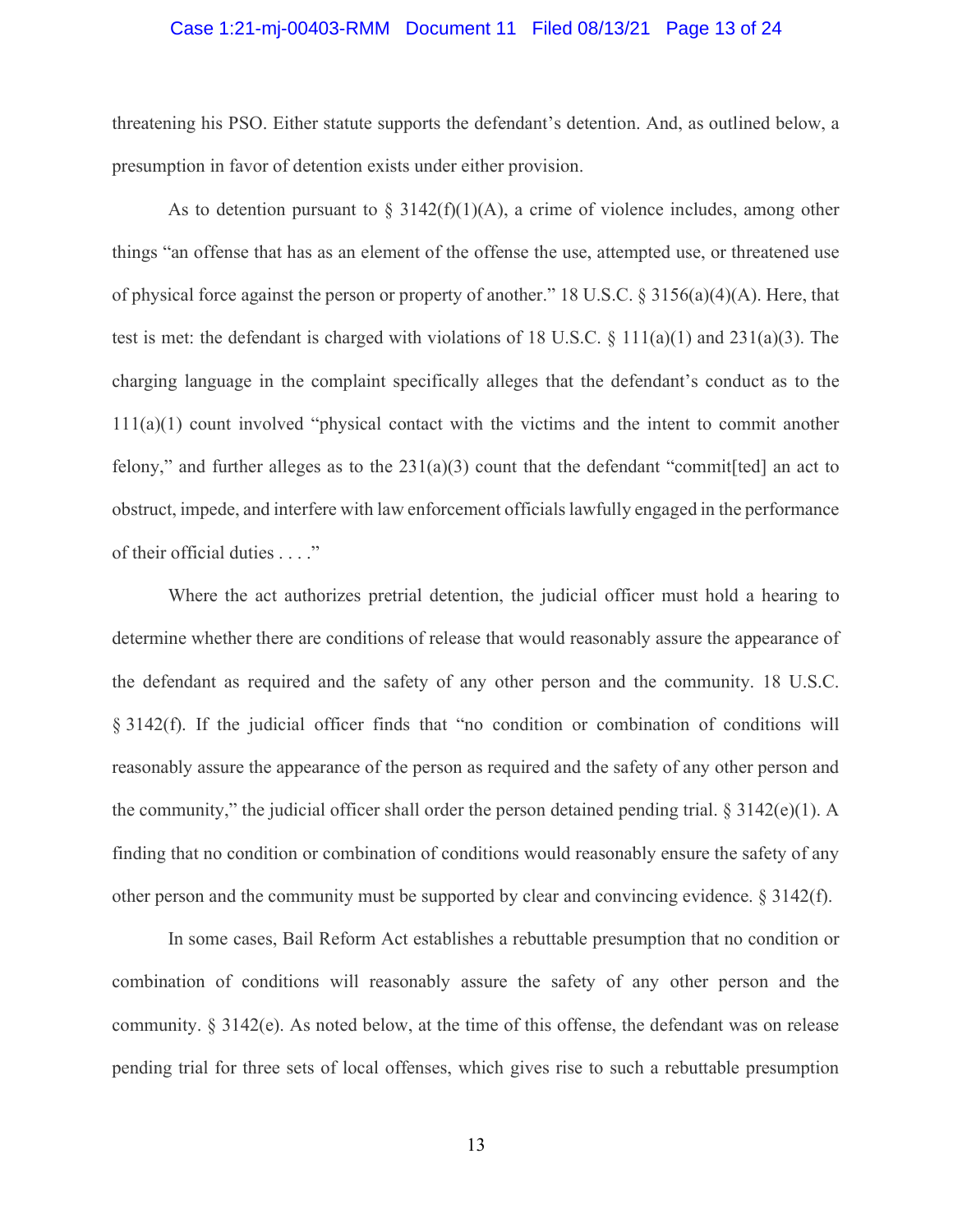threatening his PSO. Either statute supports the defendant's detention. And, as outlined below, a presumption in favor of detention exists under either provision.

As to detention pursuant to § 3142(f)(1)(A), a crime of violence includes, among other things "an offense that has as an element of the offense the use, attempted use, or threatened use of physical force against the person or property of another." 18 U.S.C. § 3156(a)(4)(A). Here, that test is met: the defendant is charged with violations of 18 U.S.C. § 111(a)(1) and 231(a)(3). The charging language in the complaint specifically alleges that the defendant's conduct as to the 111(a)(1) count involved "physical contact with the victims and the intent to commit another felony," and further alleges as to the 231(a)(3) count that the defendant "commit[ted] an act to obstruct, impede, and interfere with law enforcement officials lawfully engaged in the performance of their official duties . . . ."

Where the act authorizes pretrial detention, the judicial officer must hold a hearing to determine whether there are conditions of release that would reasonably assure the appearance of the defendant as required and the safety of any other person and the community. 18 U.S.C. § 3142(f). If the judicial officer finds that "no condition or combination of conditions will reasonably assure the appearance of the person as required and the safety of any other person and the community," the judicial officer shall order the person detained pending trial. § 3142(e)(1). A finding that no condition or combination of conditions would reasonably ensure the safety of any other person and the community must be supported by clear and convincing evidence. § 3142(f).

In some cases, Bail Reform Act establishes a rebuttable presumption that no condition or combination of conditions will reasonably assure the safety of any other person and the community. § 3142(e). As noted below, at the time of this offense, the defendant was on release pending trial for three sets of local offenses, which gives rise to such a rebuttable presumption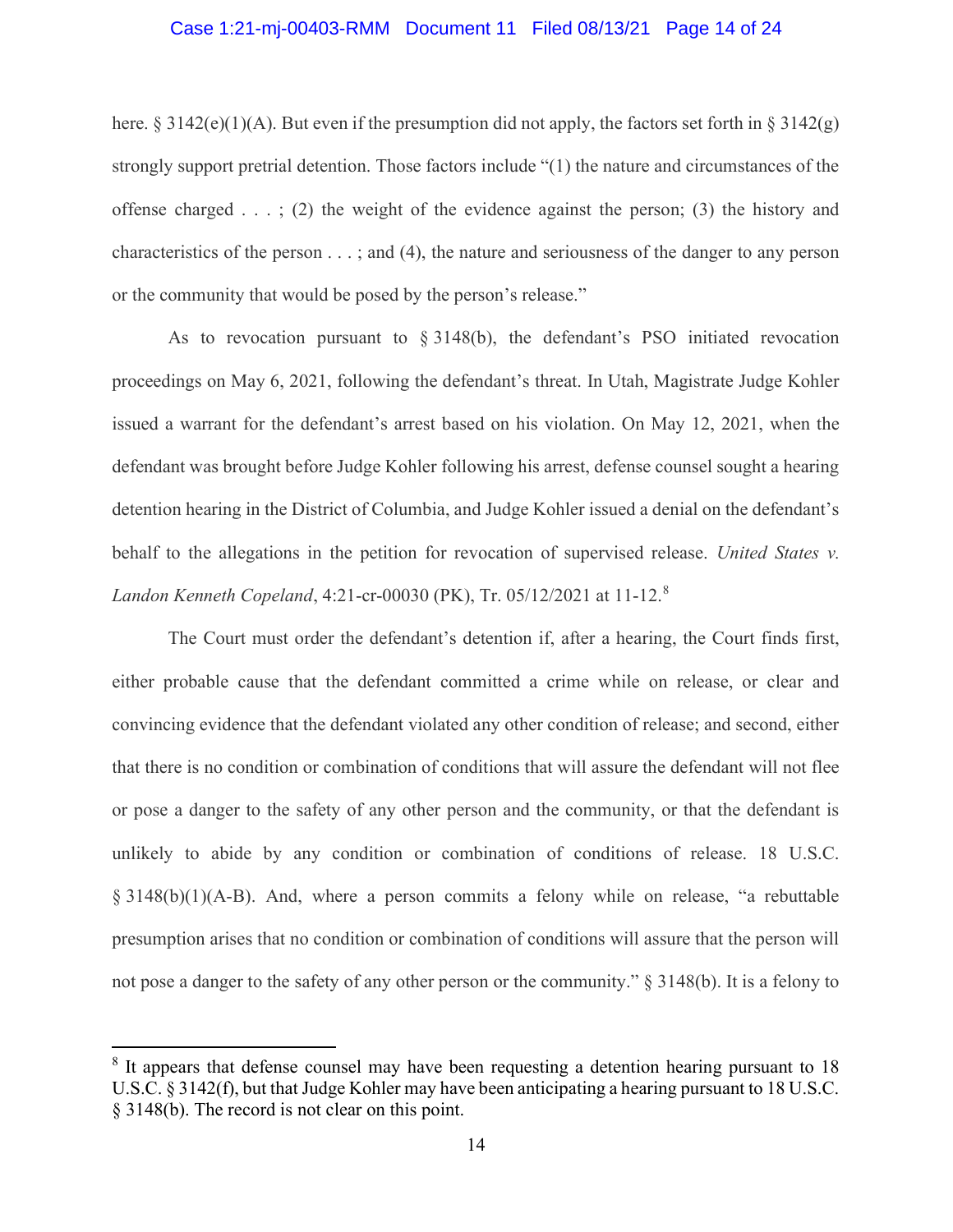here. § 3142(e)(1)(A). But even if the presumption did not apply, the factors set forth in § 3142(g) strongly support pretrial detention. Those factors include "(1) the nature and circumstances of the offense charged . . . ; (2) the weight of the evidence against the person; (3) the history and characteristics of the person . . . ; and (4), the nature and seriousness of the danger to any person or the community that would be posed by the person's release."

As to revocation pursuant to § 3148(b), the defendant's PSO initiated revocation proceedings on May 6, 2021, following the defendant's threat. In Utah, Magistrate Judge Kohler issued a warrant for the defendant's arrest based on his violation. On May 12, 2021, when the defendant was brought before Judge Kohler following his arrest, defense counsel sought a hearing detention hearing in the District of Columbia, and Judge Kohler issued a denial on the defendant's behalf to the allegations in the petition for revocation of supervised release. *United States v. Landon Kenneth Copeland*, 4:21-cr-00030 (PK), Tr. 05/12/2021 at 11-12.[8]

The Court must order the defendant's detention if, after a hearing, the Court finds first, either probable cause that the defendant committed a crime while on release, or clear and convincing evidence that the defendant violated any other condition of release; and second, either that there is no condition or combination of conditions that will assure the defendant will not flee or pose a danger to the safety of any other person and the community, or that the defendant is unlikely to abide by any condition or combination of conditions of release. 18 U.S.C. § 3148(b)(1)(A-B). And, where a person commits a felony while on release, "a rebuttable presumption arises that no condition or combination of conditions will assure that the person will not pose a danger to the safety of any other person or the community." § 3148(b). It is a felony to

---

[8] It appears that defense counsel may have been requesting a detention hearing pursuant to 18 U.S.C. § 3142(f), but that Judge Kohler may have been anticipating a hearing pursuant to 18 U.S.C. § 3148(b). The record is not clear on this point.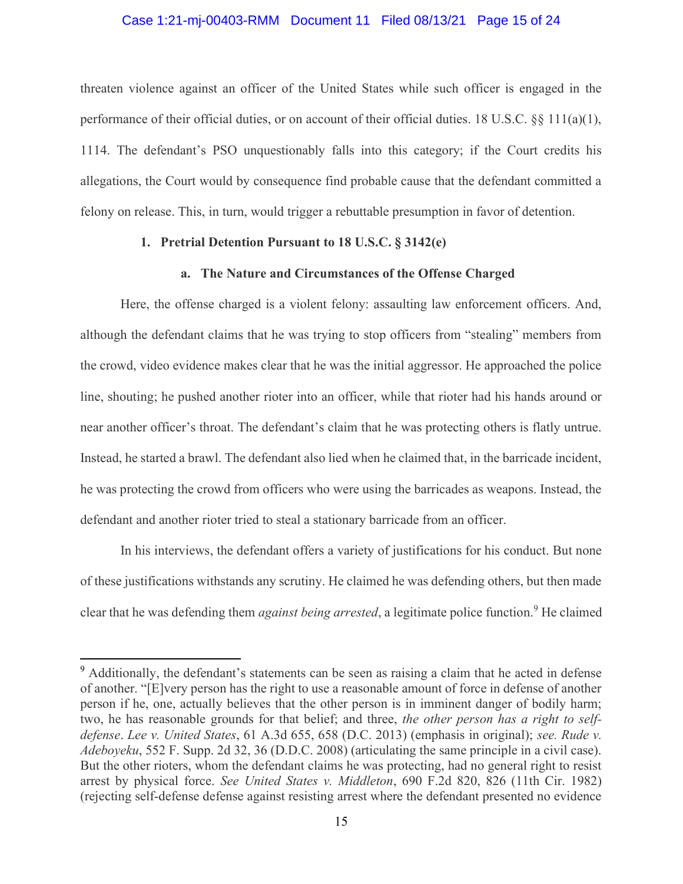threaten violence against an officer of the United States while such officer is engaged in the performance of their official duties, or on account of their official duties. 18 U.S.C. §§ 111(a)(1), 1114. The defendant's PSO unquestionably falls into this category; if the Court credits his allegations, the Court would by consequence find probable cause that the defendant committed a felony on release. This, in turn, would trigger a rebuttable presumption in favor of detention.

### 1. Pretrial Detention Pursuant to 18 U.S.C. § 3142(e)

#### a. The Nature and Circumstances of the Offense Charged

Here, the offense charged is a violent felony: assaulting law enforcement officers. And, although the defendant claims that he was trying to stop officers from "stealing" members from the crowd, video evidence makes clear that he was the initial aggressor. He approached the police line, shouting; he pushed another rioter into an officer, while that rioter had his hands around or near another officer's throat. The defendant's claim that he was protecting others is flatly untrue. Instead, he started a brawl. The defendant also lied when he claimed that, in the barricade incident, he was protecting the crowd from officers who were using the barricades as weapons. Instead, the defendant and another rioter tried to steal a stationary barricade from an officer.

In his interviews, the defendant offers a variety of justifications for his conduct. But none of these justifications withstands any scrutiny. He claimed he was defending others, but then made clear that he was defending them *against being arrested*, a legitimate police function.[9] He claimed

---

[9] Additionally, the defendant's statements can be seen as raising a claim that he acted in defense of another. "[E]very person has the right to use a reasonable amount of force in defense of another person if he, one, actually believes that the other person is in imminent danger of bodily harm; two, he has reasonable grounds for that belief; and three, *the other person has a right to self-defense*. *Lee v. United States*, 61 A.3d 655, 658 (D.C. 2013) (emphasis in original); *see. Rude v. Adeboyeku*, 552 F. Supp. 2d 32, 36 (D.D.C. 2008) (articulating the same principle in a civil case). But the other rioters, whom the defendant claims he was protecting, had no general right to resist arrest by physical force. *See United States v. Middleton*, 690 F.2d 820, 826 (11th Cir. 1982) (rejecting self-defense defense against resisting arrest where the defendant presented no evidence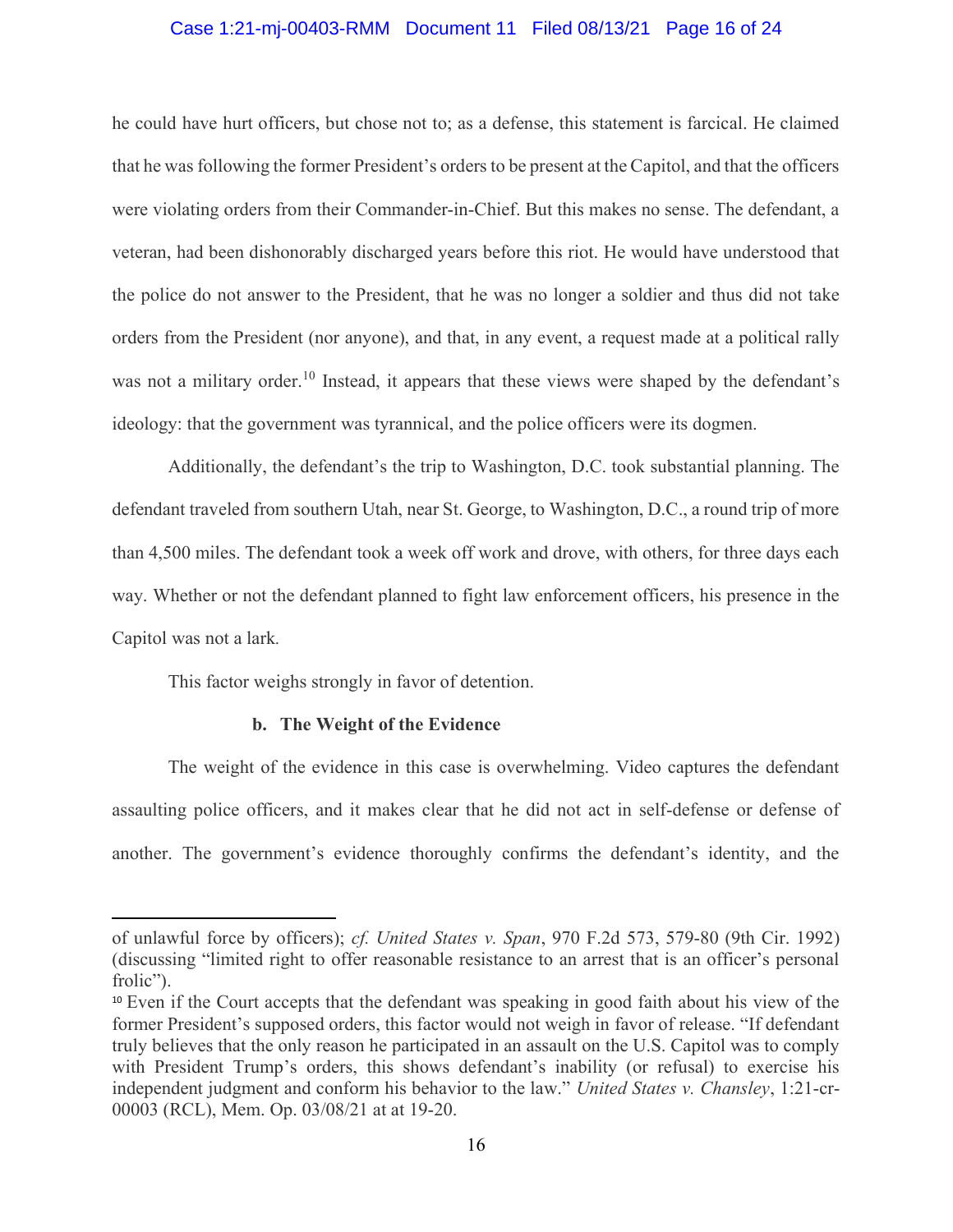he could have hurt officers, but chose not to; as a defense, this statement is farcical. He claimed that he was following the former President's orders to be present at the Capitol, and that the officers were violating orders from their Commander-in-Chief. But this makes no sense. The defendant, a veteran, had been dishonorably discharged years before this riot. He would have understood that the police do not answer to the President, that he was no longer a soldier and thus did not take orders from the President (nor anyone), and that, in any event, a request made at a political rally was not a military order.[10] Instead, it appears that these views were shaped by the defendant's ideology: that the government was tyrannical, and the police officers were its dogmen.

Additionally, the defendant's the trip to Washington, D.C. took substantial planning. The defendant traveled from southern Utah, near St. George, to Washington, D.C., a round trip of more than 4,500 miles. The defendant took a week off work and drove, with others, for three days each way. Whether or not the defendant planned to fight law enforcement officers, his presence in the Capitol was not a lark.

This factor weighs strongly in favor of detention.

**b. The Weight of the Evidence**

The weight of the evidence in this case is overwhelming. Video captures the defendant assaulting police officers, and it makes clear that he did not act in self-defense or defense of another. The government's evidence thoroughly confirms the defendant's identity, and the

---

of unlawful force by officers); *cf. United States v. Span*, 970 F.2d 573, 579-80 (9th Cir. 1992) (discussing "limited right to offer reasonable resistance to an arrest that is an officer's personal frolic").

[10] Even if the Court accepts that the defendant was speaking in good faith about his view of the former President's supposed orders, this factor would not weigh in favor of release. "If defendant truly believes that the only reason he participated in an assault on the U.S. Capitol was to comply with President Trump's orders, this shows defendant's inability (or refusal) to exercise his independent judgment and conform his behavior to the law." *United States v. Chansley*, 1:21-cr-00003 (RCL), Mem. Op. 03/08/21 at at 19-20.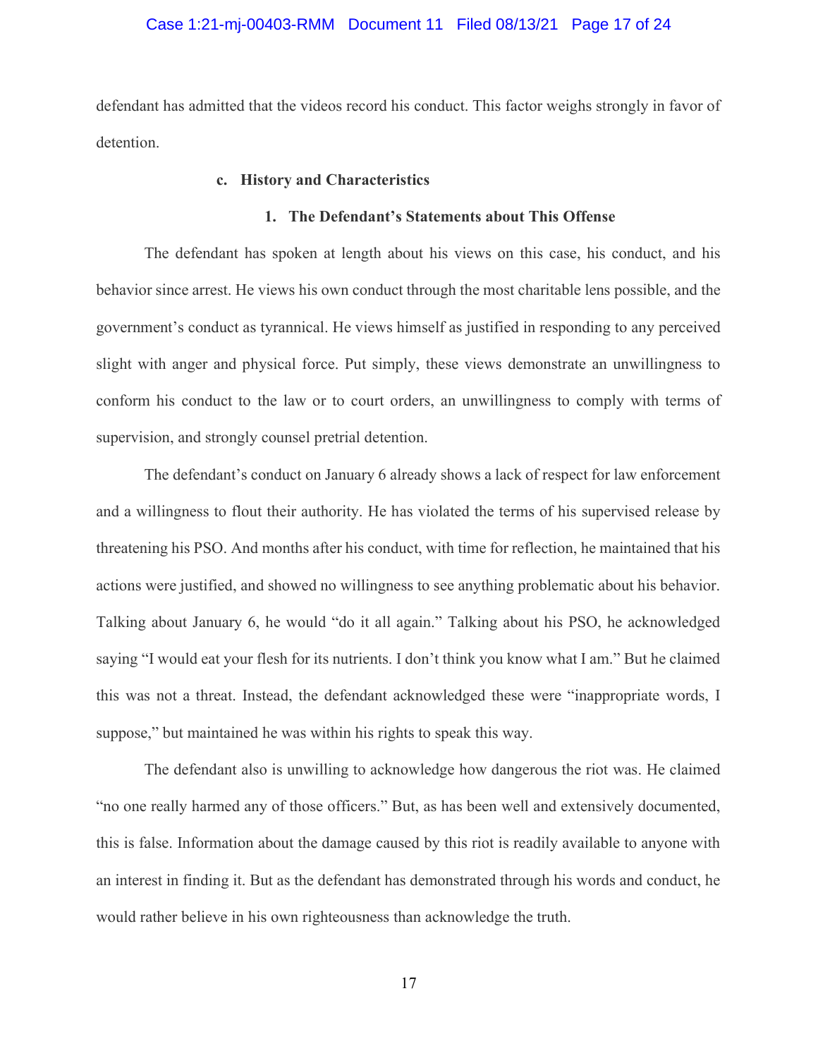defendant has admitted that the videos record his conduct. This factor weighs strongly in favor of detention.

### c. History and Characteristics

#### 1. The Defendant's Statements about This Offense

The defendant has spoken at length about his views on this case, his conduct, and his behavior since arrest. He views his own conduct through the most charitable lens possible, and the government's conduct as tyrannical. He views himself as justified in responding to any perceived slight with anger and physical force. Put simply, these views demonstrate an unwillingness to conform his conduct to the law or to court orders, an unwillingness to comply with terms of supervision, and strongly counsel pretrial detention.

The defendant's conduct on January 6 already shows a lack of respect for law enforcement and a willingness to flout their authority. He has violated the terms of his supervised release by threatening his PSO. And months after his conduct, with time for reflection, he maintained that his actions were justified, and showed no willingness to see anything problematic about his behavior. Talking about January 6, he would "do it all again." Talking about his PSO, he acknowledged saying "I would eat your flesh for its nutrients. I don't think you know what I am." But he claimed this was not a threat. Instead, the defendant acknowledged these were "inappropriate words, I suppose," but maintained he was within his rights to speak this way.

The defendant also is unwilling to acknowledge how dangerous the riot was. He claimed "no one really harmed any of those officers." But, as has been well and extensively documented, this is false. Information about the damage caused by this riot is readily available to anyone with an interest in finding it. But as the defendant has demonstrated through his words and conduct, he would rather believe in his own righteousness than acknowledge the truth.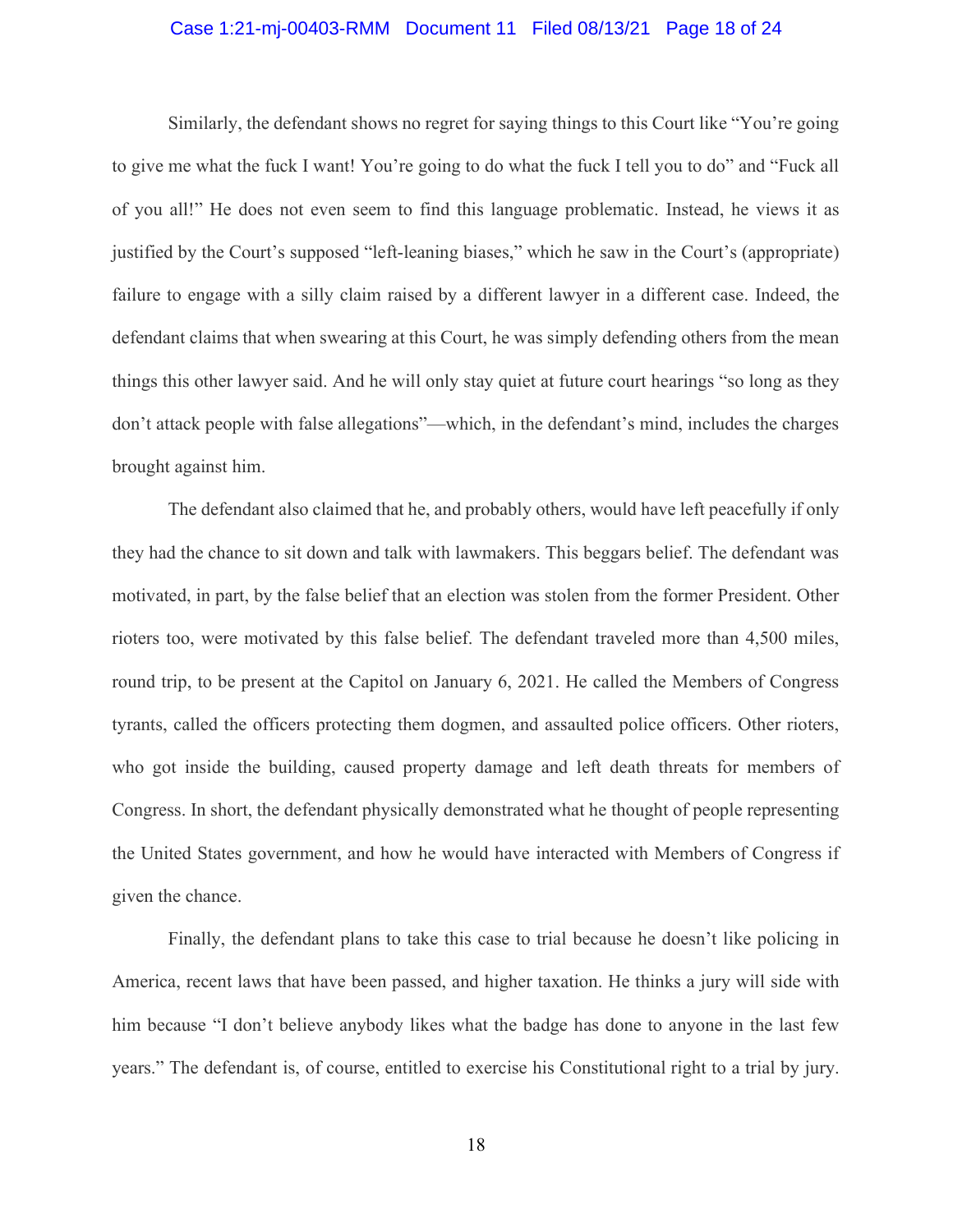Similarly, the defendant shows no regret for saying things to this Court like "You're going to give me what the fuck I want! You're going to do what the fuck I tell you to do" and "Fuck all of you all!" He does not even seem to find this language problematic. Instead, he views it as justified by the Court's supposed "left-leaning biases," which he saw in the Court's (appropriate) failure to engage with a silly claim raised by a different lawyer in a different case. Indeed, the defendant claims that when swearing at this Court, he was simply defending others from the mean things this other lawyer said. And he will only stay quiet at future court hearings "so long as they don't attack people with false allegations"—which, in the defendant's mind, includes the charges brought against him.

The defendant also claimed that he, and probably others, would have left peacefully if only they had the chance to sit down and talk with lawmakers. This beggars belief. The defendant was motivated, in part, by the false belief that an election was stolen from the former President. Other rioters too, were motivated by this false belief. The defendant traveled more than 4,500 miles, round trip, to be present at the Capitol on January 6, 2021. He called the Members of Congress tyrants, called the officers protecting them dogmen, and assaulted police officers. Other rioters, who got inside the building, caused property damage and left death threats for members of Congress. In short, the defendant physically demonstrated what he thought of people representing the United States government, and how he would have interacted with Members of Congress if given the chance.

Finally, the defendant plans to take this case to trial because he doesn't like policing in America, recent laws that have been passed, and higher taxation. He thinks a jury will side with him because "I don't believe anybody likes what the badge has done to anyone in the last few years." The defendant is, of course, entitled to exercise his Constitutional right to a trial by jury.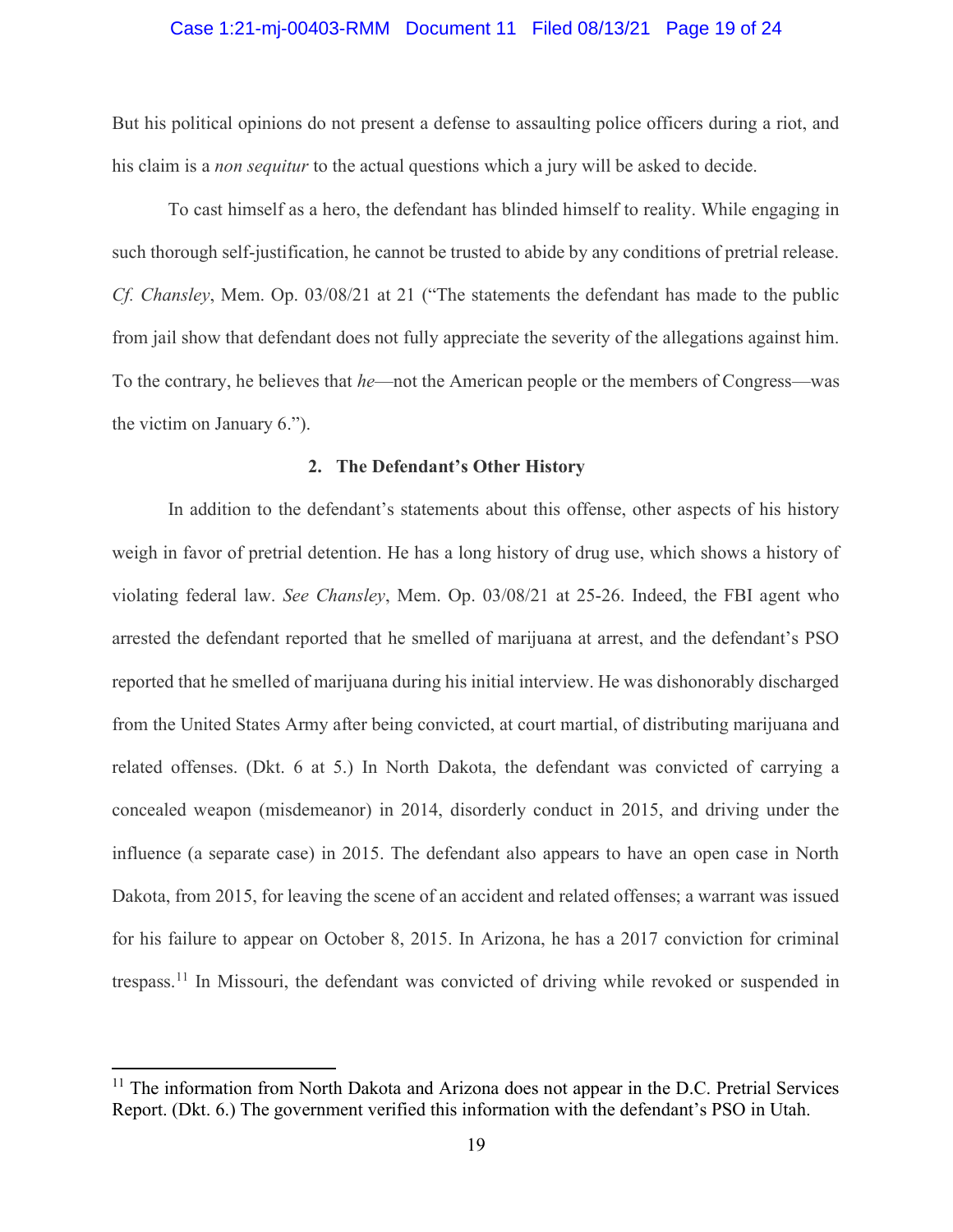But his political opinions do not present a defense to assaulting police officers during a riot, and his claim is a *non sequitur* to the actual questions which a jury will be asked to decide.

To cast himself as a hero, the defendant has blinded himself to reality. While engaging in such thorough self-justification, he cannot be trusted to abide by any conditions of pretrial release. *Cf. Chansley*, Mem. Op. 03/08/21 at 21 ("The statements the defendant has made to the public from jail show that defendant does not fully appreciate the severity of the allegations against him. To the contrary, he believes that *he*—not the American people or the members of Congress—was the victim on January 6.").

### 2. The Defendant's Other History

In addition to the defendant's statements about this offense, other aspects of his history weigh in favor of pretrial detention. He has a long history of drug use, which shows a history of violating federal law. *See Chansley*, Mem. Op. 03/08/21 at 25-26. Indeed, the FBI agent who arrested the defendant reported that he smelled of marijuana at arrest, and the defendant's PSO reported that he smelled of marijuana during his initial interview. He was dishonorably discharged from the United States Army after being convicted, at court martial, of distributing marijuana and related offenses. (Dkt. 6 at 5.) In North Dakota, the defendant was convicted of carrying a concealed weapon (misdemeanor) in 2014, disorderly conduct in 2015, and driving under the influence (a separate case) in 2015. The defendant also appears to have an open case in North Dakota, from 2015, for leaving the scene of an accident and related offenses; a warrant was issued for his failure to appear on October 8, 2015. In Arizona, he has a 2017 conviction for criminal trespass.[11] In Missouri, the defendant was convicted of driving while revoked or suspended in

---

[11] The information from North Dakota and Arizona does not appear in the D.C. Pretrial Services Report. (Dkt. 6.) The government verified this information with the defendant's PSO in Utah.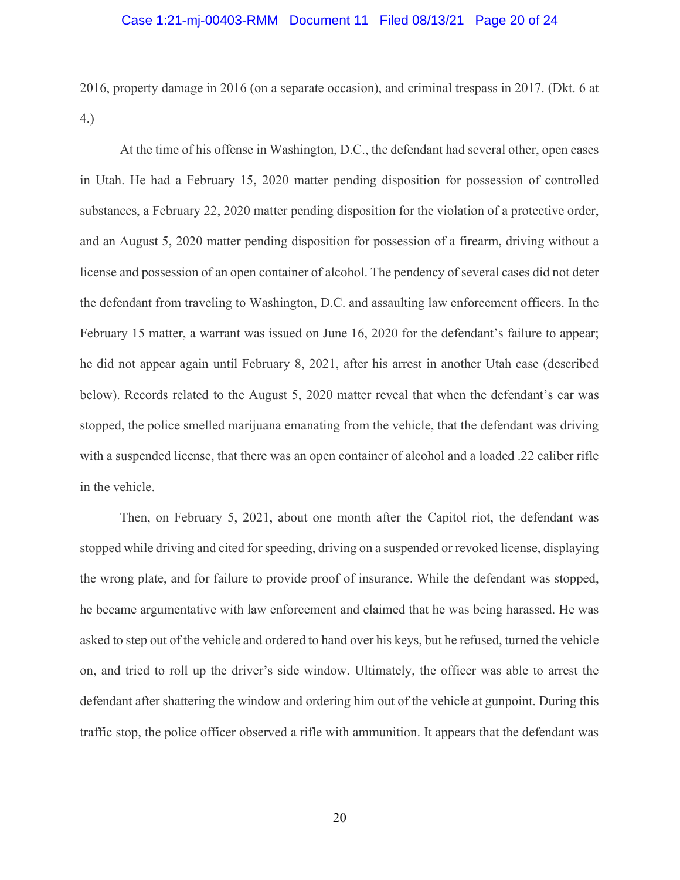2016, property damage in 2016 (on a separate occasion), and criminal trespass in 2017. (Dkt. 6 at 4.)

At the time of his offense in Washington, D.C., the defendant had several other, open cases in Utah. He had a February 15, 2020 matter pending disposition for possession of controlled substances, a February 22, 2020 matter pending disposition for the violation of a protective order, and an August 5, 2020 matter pending disposition for possession of a firearm, driving without a license and possession of an open container of alcohol. The pendency of several cases did not deter the defendant from traveling to Washington, D.C. and assaulting law enforcement officers. In the February 15 matter, a warrant was issued on June 16, 2020 for the defendant's failure to appear; he did not appear again until February 8, 2021, after his arrest in another Utah case (described below). Records related to the August 5, 2020 matter reveal that when the defendant's car was stopped, the police smelled marijuana emanating from the vehicle, that the defendant was driving with a suspended license, that there was an open container of alcohol and a loaded .22 caliber rifle in the vehicle.

Then, on February 5, 2021, about one month after the Capitol riot, the defendant was stopped while driving and cited for speeding, driving on a suspended or revoked license, displaying the wrong plate, and for failure to provide proof of insurance. While the defendant was stopped, he became argumentative with law enforcement and claimed that he was being harassed. He was asked to step out of the vehicle and ordered to hand over his keys, but he refused, turned the vehicle on, and tried to roll up the driver's side window. Ultimately, the officer was able to arrest the defendant after shattering the window and ordering him out of the vehicle at gunpoint. During this traffic stop, the police officer observed a rifle with ammunition. It appears that the defendant was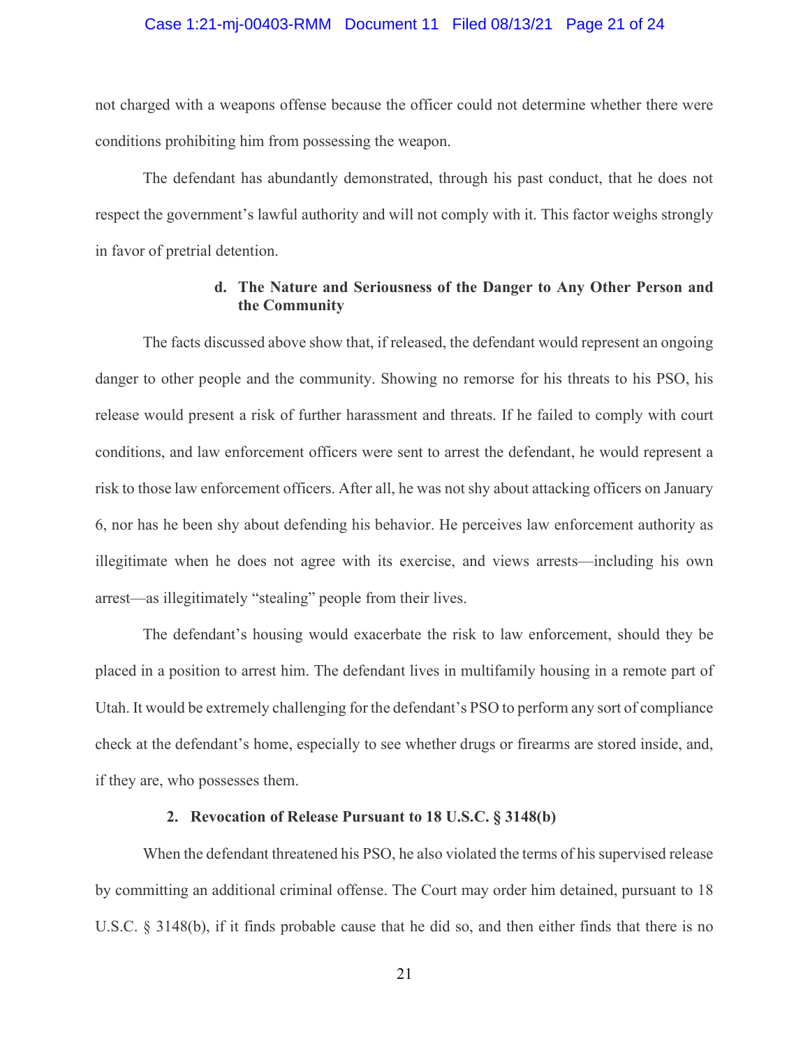not charged with a weapons offense because the officer could not determine whether there were conditions prohibiting him from possessing the weapon.

The defendant has abundantly demonstrated, through his past conduct, that he does not respect the government's lawful authority and will not comply with it. This factor weighs strongly in favor of pretrial detention.

#### d. The Nature and Seriousness of the Danger to Any Other Person and the Community

The facts discussed above show that, if released, the defendant would represent an ongoing danger to other people and the community. Showing no remorse for his threats to his PSO, his release would present a risk of further harassment and threats. If he failed to comply with court conditions, and law enforcement officers were sent to arrest the defendant, he would represent a risk to those law enforcement officers. After all, he was not shy about attacking officers on January 6, nor has he been shy about defending his behavior. He perceives law enforcement authority as illegitimate when he does not agree with its exercise, and views arrests—including his own arrest—as illegitimately "stealing" people from their lives.

The defendant's housing would exacerbate the risk to law enforcement, should they be placed in a position to arrest him. The defendant lives in multifamily housing in a remote part of Utah. It would be extremely challenging for the defendant's PSO to perform any sort of compliance check at the defendant's home, especially to see whether drugs or firearms are stored inside, and, if they are, who possesses them.

### 2. Revocation of Release Pursuant to 18 U.S.C. § 3148(b)

When the defendant threatened his PSO, he also violated the terms of his supervised release by committing an additional criminal offense. The Court may order him detained, pursuant to 18 U.S.C. § 3148(b), if it finds probable cause that he did so, and then either finds that there is no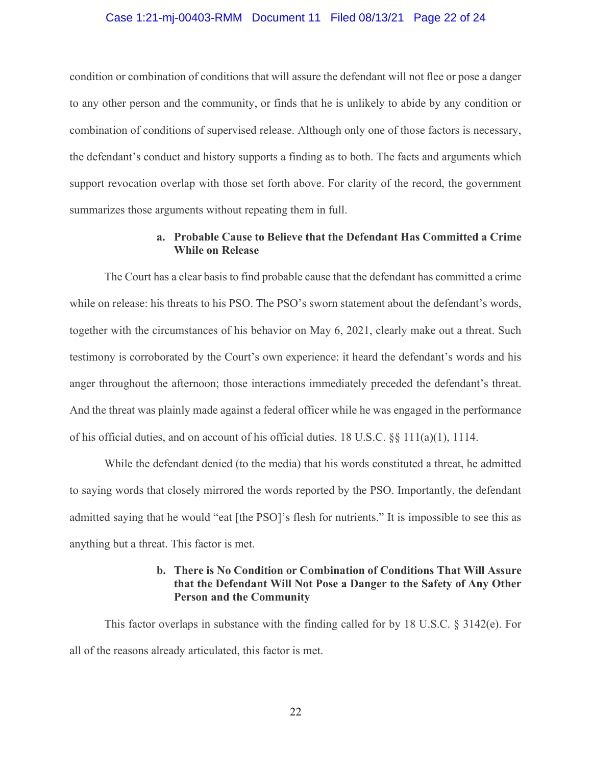condition or combination of conditions that will assure the defendant will not flee or pose a danger to any other person and the community, or finds that he is unlikely to abide by any condition or combination of conditions of supervised release. Although only one of those factors is necessary, the defendant's conduct and history supports a finding as to both. The facts and arguments which support revocation overlap with those set forth above. For clarity of the record, the government summarizes those arguments without repeating them in full.

**a. Probable Cause to Believe that the Defendant Has Committed a Crime While on Release**

The Court has a clear basis to find probable cause that the defendant has committed a crime while on release: his threats to his PSO. The PSO's sworn statement about the defendant's words, together with the circumstances of his behavior on May 6, 2021, clearly make out a threat. Such testimony is corroborated by the Court's own experience: it heard the defendant's words and his anger throughout the afternoon; those interactions immediately preceded the defendant's threat. And the threat was plainly made against a federal officer while he was engaged in the performance of his official duties, and on account of his official duties. 18 U.S.C. §§ 111(a)(1), 1114.

While the defendant denied (to the media) that his words constituted a threat, he admitted to saying words that closely mirrored the words reported by the PSO. Importantly, the defendant admitted saying that he would "eat [the PSO]'s flesh for nutrients." It is impossible to see this as anything but a threat. This factor is met.

**b. There is No Condition or Combination of Conditions That Will Assure that the Defendant Will Not Pose a Danger to the Safety of Any Other Person and the Community**

This factor overlaps in substance with the finding called for by 18 U.S.C. § 3142(e). For all of the reasons already articulated, this factor is met.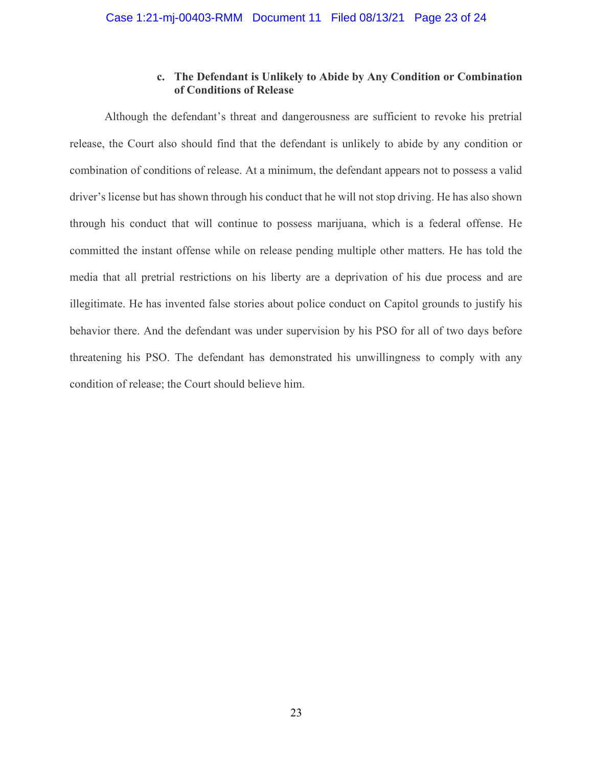### c. The Defendant is Unlikely to Abide by Any Condition or Combination of Conditions of Release

Although the defendant's threat and dangerousness are sufficient to revoke his pretrial release, the Court also should find that the defendant is unlikely to abide by any condition or combination of conditions of release. At a minimum, the defendant appears not to possess a valid driver's license but has shown through his conduct that he will not stop driving. He has also shown through his conduct that will continue to possess marijuana, which is a federal offense. He committed the instant offense while on release pending multiple other matters. He has told the media that all pretrial restrictions on his liberty are a deprivation of his due process and are illegitimate. He has invented false stories about police conduct on Capitol grounds to justify his behavior there. And the defendant was under supervision by his PSO for all of two days before threatening his PSO. The defendant has demonstrated his unwillingness to comply with any condition of release; the Court should believe him.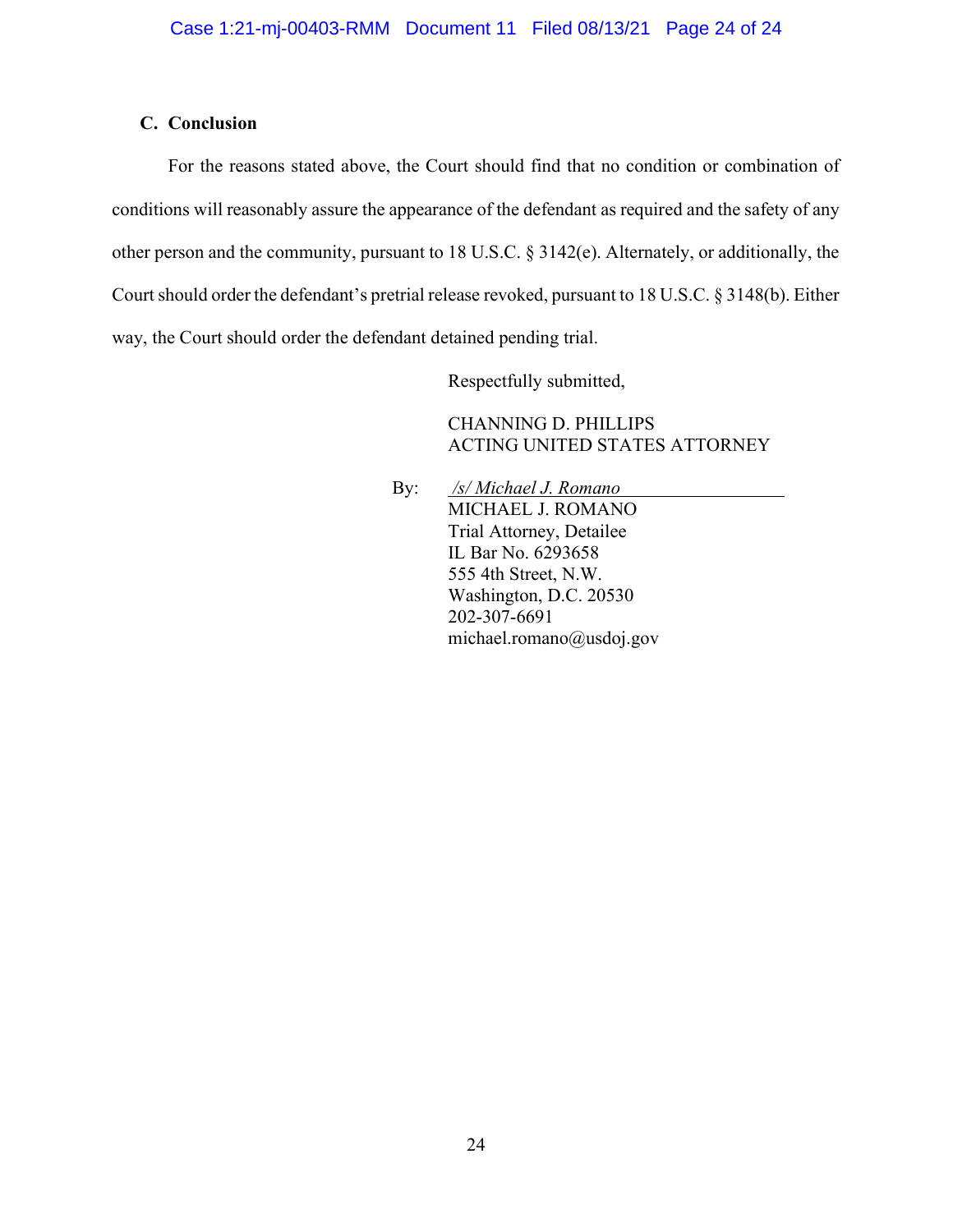### C. Conclusion

For the reasons stated above, the Court should find that no condition or combination of conditions will reasonably assure the appearance of the defendant as required and the safety of any other person and the community, pursuant to 18 U.S.C. § 3142(e). Alternately, or additionally, the Court should order the defendant's pretrial release revoked, pursuant to 18 U.S.C. § 3148(b). Either way, the Court should order the defendant detained pending trial.

Respectfully submitted,

CHANNING D. PHILLIPS
ACTING UNITED STATES ATTORNEY

By: */s/ Michael J. Romano*
MICHAEL J. ROMANO
Trial Attorney, Detailee
IL Bar No. 6293658
555 4th Street, N.W.
Washington, D.C. 20530
202-307-6691
michael.romano@usdoj.gov